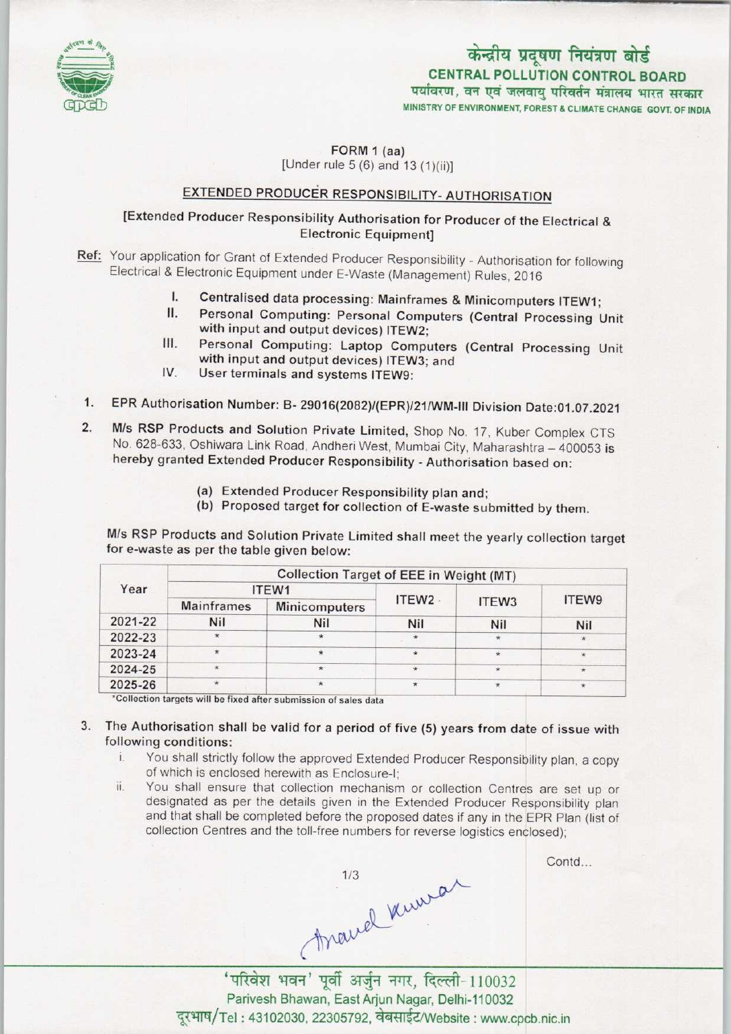केन्द्रीय प्रदूषण नियंत्रण बोर्ड
**CENTRAL POLLUTION CONTROL BOARD**
पर्यावरण, वन एवं जलवायु परिवर्तन मंत्रालय भारत सरकार
MINISTRY OF ENVIRONMENT, FOREST & CLIMATE CHANGE GOVT. OF INDIA

FORM 1 (aa)
[Under rule 5 (6) and 13 (1)(ii)]

## EXTENDED PRODUCER RESPONSIBILITY- AUTHORISATION

[Extended Producer Responsibility Authorisation for Producer of the Electrical & Electronic Equipment]

Ref: Your application for Grant of Extended Producer Responsibility - Authorisation for following Electrical & Electronic Equipment under E-Waste (Management) Rules, 2016

I. Centralised data processing: Mainframes & Minicomputers ITEW1;
II. Personal Computing: Personal Computers (Central Processing Unit with input and output devices) ITEW2;
III. Personal Computing: Laptop Computers (Central Processing Unit with input and output devices) ITEW3; and
IV. User terminals and systems ITEW9:

1. EPR Authorisation Number: B- 29016(2082)/(EPR)/21/WM-III Division Date:01.07.2021

2. M/s RSP Products and Solution Private Limited, Shop No. 17, Kuber Complex CTS No. 628-633, Oshiwara Link Road, Andheri West, Mumbai City, Maharashtra – 400053 is hereby granted Extended Producer Responsibility - Authorisation based on:

   (a) Extended Producer Responsibility plan and;
   (b) Proposed target for collection of E-waste submitted by them.

M/s RSP Products and Solution Private Limited shall meet the yearly collection target for e-waste as per the table given below:

| Year | Collection Target of EEE in Weight (MT) | | | | |
|---|---|---|---|---|---|
| | ITEW1 | | ITEW2 | ITEW3 | ITEW9 |
| | Mainframes | Minicomputers | | | |
| 2021-22 | Nil | Nil | Nil | Nil | Nil |
| 2022-23 | * | * | * | * | * |
| 2023-24 | * | * | * | * | * |
| 2024-25 | * | * | * | * | * |
| 2025-26 | * | * | * | * | * |

*Collection targets will be fixed after submission of sales data

3. The Authorisation shall be valid for a period of five (5) years from date of issue with following conditions:
   i. You shall strictly follow the approved Extended Producer Responsibility plan, a copy of which is enclosed herewith as Enclosure-I;
   ii. You shall ensure that collection mechanism or collection Centres are set up or designated as per the details given in the Extended Producer Responsibility plan and that shall be completed before the proposed dates if any in the EPR Plan (list of collection Centres and the toll-free numbers for reverse logistics enclosed);

Contd...

'परिवेश भवन' पूर्वी अर्जुन नगर, दिल्ली-110032
Parivesh Bhawan, East Arjun Nagar, Delhi-110032
दूरभाष/Tel : 43102030, 22305792, वेबसाईट/Website : www.cpcb.nic.in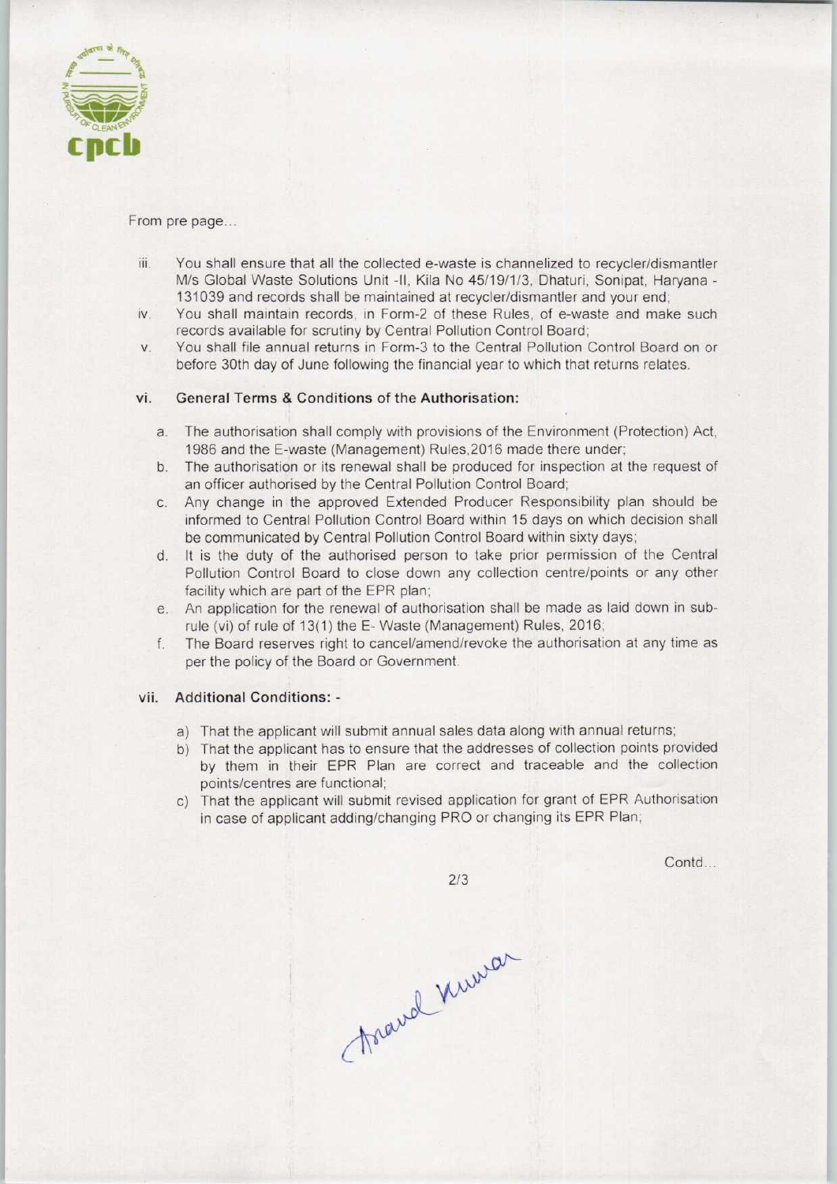From pre page...

iii. You shall ensure that all the collected e-waste is channelized to recycler/dismantler M/s Global Waste Solutions Unit -II, Kila No 45/19/1/3, Dhaturi, Sonipat, Haryana - 131039 and records shall be maintained at recycler/dismantler and your end;

iv. You shall maintain records, in Form-2 of these Rules, of e-waste and make such records available for scrutiny by Central Pollution Control Board;

v. You shall file annual returns in Form-3 to the Central Pollution Control Board on or before 30th day of June following the financial year to which that returns relates.

vi. **General Terms & Conditions of the Authorisation:**

a. The authorisation shall comply with provisions of the Environment (Protection) Act, 1986 and the E-waste (Management) Rules,2016 made there under;

b. The authorisation or its renewal shall be produced for inspection at the request of an officer authorised by the Central Pollution Control Board;

c. Any change in the approved Extended Producer Responsibility plan should be informed to Central Pollution Control Board within 15 days on which decision shall be communicated by Central Pollution Control Board within sixty days;

d. It is the duty of the authorised person to take prior permission of the Central Pollution Control Board to close down any collection centre/points or any other facility which are part of the EPR plan;

e. An application for the renewal of authorisation shall be made as laid down in sub-rule (vi) of rule of 13(1) the E- Waste (Management) Rules, 2016;

f. The Board reserves right to cancel/amend/revoke the authorisation at any time as per the policy of the Board or Government.

vii. **Additional Conditions: -**

a) That the applicant will submit annual sales data along with annual returns;

b) That the applicant has to ensure that the addresses of collection points provided by them in their EPR Plan are correct and traceable and the collection points/centres are functional;

c) That the applicant will submit revised application for grant of EPR Authorisation in case of applicant adding/changing PRO or changing its EPR Plan;

Contd...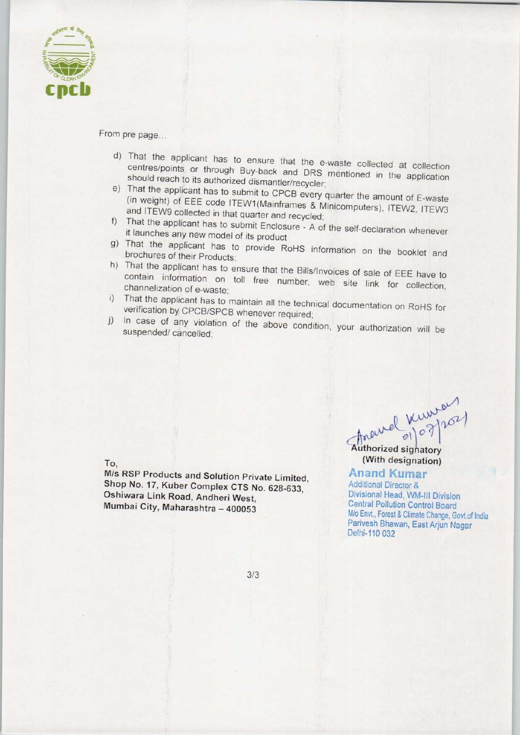From pre page...

d) That the applicant has to ensure that the e-waste collected at collection centres/points or through Buy-back and DRS mentioned in the application should reach to its authorized dismantler/recycler;
e) That the applicant has to submit to CPCB every quarter the amount of E-waste (in weight) of EEE code ITEW1(Mainframes & Minicomputers), ITEW2, ITEW3 and ITEW9 collected in that quarter and recycled;
f) That the applicant has to submit Enclosure - A of the self-declaration whenever it launches any new model of its product
g) That the applicant has to provide RoHS information on the booklet and brochures of their Products;
h) That the applicant has to ensure that the Bills/Invoices of sale of EEE have to contain information on toll free number, web site link for collection, channelization of e-waste;
i) That the applicant has to maintain all the technical documentation on RoHS for verification by CPCB/SPCB whenever required;
j) In case of any violation of the above condition, your authorization will be suspended/ cancelled;

Anand Kumar 01/07/2021

Authorized signatory
(With designation)

**Anand Kumar**
Additional Director &
Divisional Head, WM-III Division
Central Pollution Control Board
M/o Envt., Forest & Climate Change, Govt.of India
Parivesh Bhawan, East Arjun Nagar
Delhi-110 032

To,
M/s RSP Products and Solution Private Limited,
Shop No. 17, Kuber Complex CTS No. 628-633,
Oshiwara Link Road, Andheri West,
Mumbai City, Maharashtra – 400053